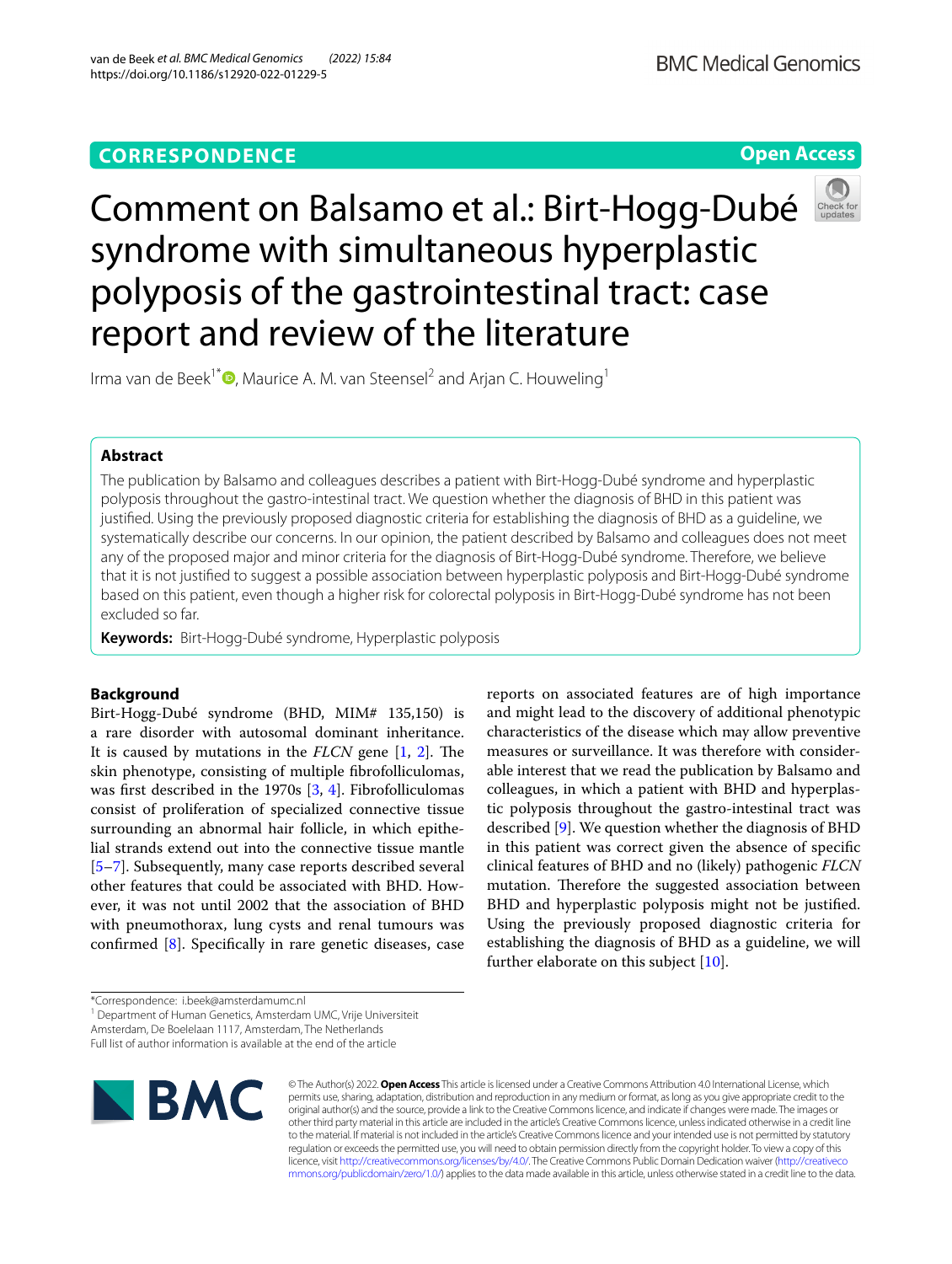CORRESPONDENCE

Open Access

# Comment on Balsamo et al.: Birt-Hogg-Dubé syndrome with simultaneous hyperplastic polyposis of the gastrointestinal tract: case report and review of the literature

Irma van de Beek[1*], Maurice A. M. van Steensel[2] and Arjan C. Houweling[1]

## Abstract

The publication by Balsamo and colleagues describes a patient with Birt-Hogg-Dubé syndrome and hyperplastic polyposis throughout the gastro-intestinal tract. We question whether the diagnosis of BHD in this patient was justified. Using the previously proposed diagnostic criteria for establishing the diagnosis of BHD as a guideline, we systematically describe our concerns. In our opinion, the patient described by Balsamo and colleagues does not meet any of the proposed major and minor criteria for the diagnosis of Birt-Hogg-Dubé syndrome. Therefore, we believe that it is not justified to suggest a possible association between hyperplastic polyposis and Birt-Hogg-Dubé syndrome based on this patient, even though a higher risk for colorectal polyposis in Birt-Hogg-Dubé syndrome has not been excluded so far.

**Keywords:** Birt-Hogg-Dubé syndrome, Hyperplastic polyposis

## Background

Birt-Hogg-Dubé syndrome (BHD, MIM# 135,150) is a rare disorder with autosomal dominant inheritance. It is caused by mutations in the *FLCN* gene [1, 2]. The skin phenotype, consisting of multiple fibrofolliculomas, was first described in the 1970s [3, 4]. Fibrofolliculomas consist of proliferation of specialized connective tissue surrounding an abnormal hair follicle, in which epithelial strands extend out into the connective tissue mantle [5–7]. Subsequently, many case reports described several other features that could be associated with BHD. However, it was not until 2002 that the association of BHD with pneumothorax, lung cysts and renal tumours was confirmed [8]. Specifically in rare genetic diseases, case reports on associated features are of high importance and might lead to the discovery of additional phenotypic characteristics of the disease which may allow preventive measures or surveillance. It was therefore with considerable interest that we read the publication by Balsamo and colleagues, in which a patient with BHD and hyperplastic polyposis throughout the gastro-intestinal tract was described [9]. We question whether the diagnosis of BHD in this patient was correct given the absence of specific clinical features of BHD and no (likely) pathogenic *FLCN* mutation. Therefore the suggested association between BHD and hyperplastic polyposis might not be justified. Using the previously proposed diagnostic criteria for establishing the diagnosis of BHD as a guideline, we will further elaborate on this subject [10].

*Correspondence: i.beek@amsterdamumc.nl

[1] Department of Human Genetics, Amsterdam UMC, Vrije Universiteit Amsterdam, De Boelelaan 1117, Amsterdam, The Netherlands

Full list of author information is available at the end of the article

© The Author(s) 2022. **Open Access** This article is licensed under a Creative Commons Attribution 4.0 International License, which permits use, sharing, adaptation, distribution and reproduction in any medium or format, as long as you give appropriate credit to the original author(s) and the source, provide a link to the Creative Commons licence, and indicate if changes were made. The images or other third party material in this article are included in the article's Creative Commons licence, unless indicated otherwise in a credit line to the material. If material is not included in the article's Creative Commons licence and your intended use is not permitted by statutory regulation or exceeds the permitted use, you will need to obtain permission directly from the copyright holder. To view a copy of this licence, visit http://creativecommons.org/licenses/by/4.0/. The Creative Commons Public Domain Dedication waiver (http://creativecommons.org/publicdomain/zero/1.0/) applies to the data made available in this article, unless otherwise stated in a credit line to the data.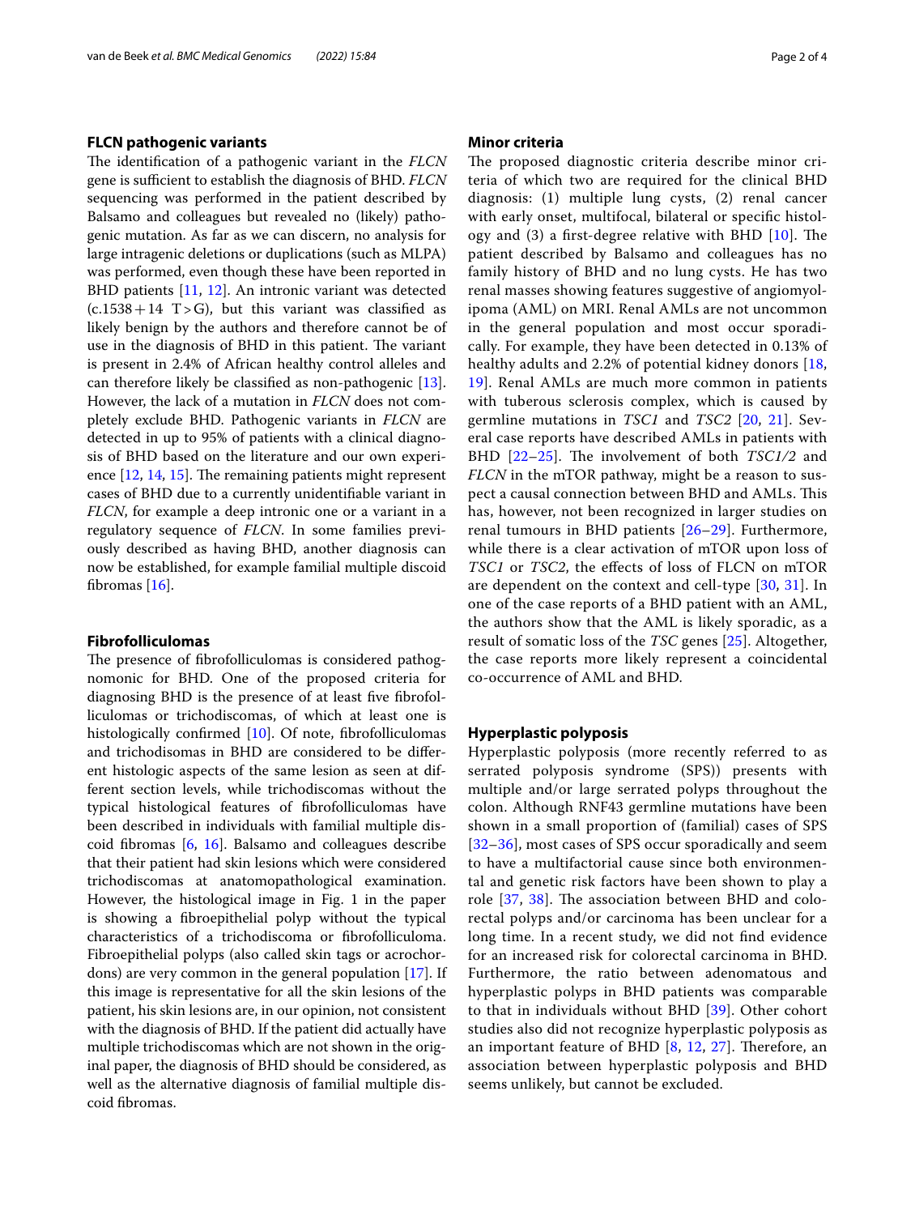## FLCN pathogenic variants

The identification of a pathogenic variant in the *FLCN* gene is sufficient to establish the diagnosis of BHD. *FLCN* sequencing was performed in the patient described by Balsamo and colleagues but revealed no (likely) pathogenic mutation. As far as we can discern, no analysis for large intragenic deletions or duplications (such as MLPA) was performed, even though these have been reported in BHD patients [11, 12]. An intronic variant was detected (c.1538 + 14 T > G), but this variant was classified as likely benign by the authors and therefore cannot be of use in the diagnosis of BHD in this patient. The variant is present in 2.4% of African healthy control alleles and can therefore likely be classified as non-pathogenic [13]. However, the lack of a mutation in *FLCN* does not completely exclude BHD. Pathogenic variants in *FLCN* are detected in up to 95% of patients with a clinical diagnosis of BHD based on the literature and our own experience [12, 14, 15]. The remaining patients might represent cases of BHD due to a currently unidentifiable variant in *FLCN*, for example a deep intronic one or a variant in a regulatory sequence of *FLCN*. In some families previously described as having BHD, another diagnosis can now be established, for example familial multiple discoid fibromas [16].

## Fibrofolliculomas

The presence of fibrofolliculomas is considered pathognomonic for BHD. One of the proposed criteria for diagnosing BHD is the presence of at least five fibrofolliculomas or trichodiscomas, of which at least one is histologically confirmed [10]. Of note, fibrofolliculomas and trichodisomas in BHD are considered to be different histologic aspects of the same lesion as seen at different section levels, while trichodiscomas without the typical histological features of fibrofolliculomas have been described in individuals with familial multiple discoid fibromas [6, 16]. Balsamo and colleagues describe that their patient had skin lesions which were considered trichodiscomas at anatomopathological examination. However, the histological image in Fig. 1 in the paper is showing a fibroepithelial polyp without the typical characteristics of a trichodiscoma or fibrofolliculoma. Fibroepithelial polyps (also called skin tags or acrochordons) are very common in the general population [17]. If this image is representative for all the skin lesions of the patient, his skin lesions are, in our opinion, not consistent with the diagnosis of BHD. If the patient did actually have multiple trichodiscomas which are not shown in the original paper, the diagnosis of BHD should be considered, as well as the alternative diagnosis of familial multiple discoid fibromas.

## Minor criteria

The proposed diagnostic criteria describe minor criteria of which two are required for the clinical BHD diagnosis: (1) multiple lung cysts, (2) renal cancer with early onset, multifocal, bilateral or specific histology and (3) a first-degree relative with BHD [10]. The patient described by Balsamo and colleagues has no family history of BHD and no lung cysts. He has two renal masses showing features suggestive of angiomyolipoma (AML) on MRI. Renal AMLs are not uncommon in the general population and most occur sporadically. For example, they have been detected in 0.13% of healthy adults and 2.2% of potential kidney donors [18, 19]. Renal AMLs are much more common in patients with tuberous sclerosis complex, which is caused by germline mutations in *TSC1* and *TSC2* [20, 21]. Several case reports have described AMLs in patients with BHD [22–25]. The involvement of both *TSC1/2* and *FLCN* in the mTOR pathway, might be a reason to suspect a causal connection between BHD and AMLs. This has, however, not been recognized in larger studies on renal tumours in BHD patients [26–29]. Furthermore, while there is a clear activation of mTOR upon loss of *TSC1* or *TSC2*, the effects of loss of FLCN on mTOR are dependent on the context and cell-type [30, 31]. In one of the case reports of a BHD patient with an AML, the authors show that the AML is likely sporadic, as a result of somatic loss of the *TSC* genes [25]. Altogether, the case reports more likely represent a coincidental co-occurrence of AML and BHD.

## Hyperplastic polyposis

Hyperplastic polyposis (more recently referred to as serrated polyposis syndrome (SPS)) presents with multiple and/or large serrated polyps throughout the colon. Although RNF43 germline mutations have been shown in a small proportion of (familial) cases of SPS [32–36], most cases of SPS occur sporadically and seem to have a multifactorial cause since both environmental and genetic risk factors have been shown to play a role [37, 38]. The association between BHD and colorectal polyps and/or carcinoma has been unclear for a long time. In a recent study, we did not find evidence for an increased risk for colorectal carcinoma in BHD. Furthermore, the ratio between adenomatous and hyperplastic polyps in BHD patients was comparable to that in individuals without BHD [39]. Other cohort studies also did not recognize hyperplastic polyposis as an important feature of BHD [8, 12, 27]. Therefore, an association between hyperplastic polyposis and BHD seems unlikely, but cannot be excluded.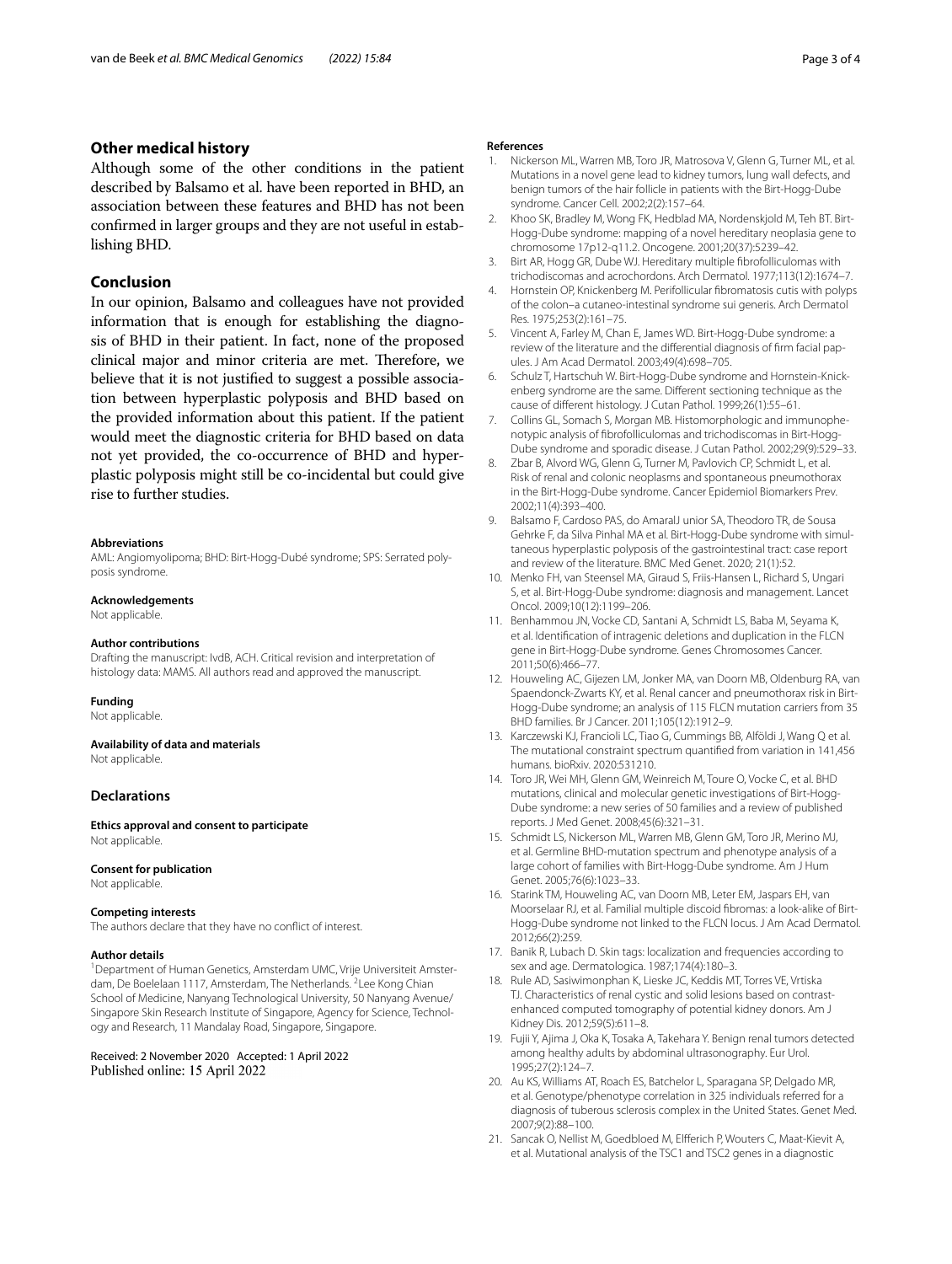## Other medical history

Although some of the other conditions in the patient described by Balsamo et al. have been reported in BHD, an association between these features and BHD has not been confirmed in larger groups and they are not useful in establishing BHD.

## Conclusion

In our opinion, Balsamo and colleagues have not provided information that is enough for establishing the diagnosis of BHD in their patient. In fact, none of the proposed clinical major and minor criteria are met. Therefore, we believe that it is not justified to suggest a possible association between hyperplastic polyposis and BHD based on the provided information about this patient. If the patient would meet the diagnostic criteria for BHD based on data not yet provided, the co-occurrence of BHD and hyperplastic polyposis might still be co-incidental but could give rise to further studies.

#### Abbreviations
AML: Angiomyolipoma; BHD: Birt-Hogg-Dubé syndrome; SPS: Serrated polyposis syndrome.

#### Acknowledgements
Not applicable.

#### Author contributions
Drafting the manuscript: IvdB, ACH. Critical revision and interpretation of histology data: MAMS. All authors read and approved the manuscript.

#### Funding
Not applicable.

#### Availability of data and materials
Not applicable.

### Declarations

#### Ethics approval and consent to participate
Not applicable.

#### Consent for publication
Not applicable.

#### Competing interests
The authors declare that they have no conflict of interest.

#### Author details
[1]Department of Human Genetics, Amsterdam UMC, Vrije Universiteit Amsterdam, De Boelelaan 1117, Amsterdam, The Netherlands. [2]Lee Kong Chian School of Medicine, Nanyang Technological University, 50 Nanyang Avenue/Singapore Skin Research Institute of Singapore, Agency for Science, Technology and Research, 11 Mandalay Road, Singapore, Singapore.

Received: 2 November 2020 Accepted: 1 April 2022
Published online: 15 April 2022

#### References

1. Nickerson ML, Warren MB, Toro JR, Matrosova V, Glenn G, Turner ML, et al. Mutations in a novel gene lead to kidney tumors, lung wall defects, and benign tumors of the hair follicle in patients with the Birt-Hogg-Dube syndrome. Cancer Cell. 2002;2(2):157–64.
2. Khoo SK, Bradley M, Wong FK, Hedblad MA, Nordenskjold M, Teh BT. Birt-Hogg-Dube syndrome: mapping of a novel hereditary neoplasia gene to chromosome 17p12-q11.2. Oncogene. 2001;20(37):5239–42.
3. Birt AR, Hogg GR, Dube WJ. Hereditary multiple fibrofolliculomas with trichodiscomas and acrochordons. Arch Dermatol. 1977;113(12):1674–7.
4. Hornstein OP, Knickenberg M. Perifollicular fibromatosis cutis with polyps of the colon–a cutaneo-intestinal syndrome sui generis. Arch Dermatol Res. 1975;253(2):161–75.
5. Vincent A, Farley M, Chan E, James WD. Birt-Hogg-Dube syndrome: a review of the literature and the differential diagnosis of firm facial papules. J Am Acad Dermatol. 2003;49(4):698–705.
6. Schulz T, Hartschuh W. Birt-Hogg-Dube syndrome and Hornstein-Knickenberg syndrome are the same. Different sectioning technique as the cause of different histology. J Cutan Pathol. 1999;26(1):55–61.
7. Collins GL, Somach S, Morgan MB. Histomorphologic and immunophenotypic analysis of fibrofolliculomas and trichodiscomas in Birt-Hogg-Dube syndrome and sporadic disease. J Cutan Pathol. 2002;29(9):529–33.
8. Zbar B, Alvord WG, Glenn G, Turner M, Pavlovich CP, Schmidt L, et al. Risk of renal and colonic neoplasms and spontaneous pneumothorax in the Birt-Hogg-Dube syndrome. Cancer Epidemiol Biomarkers Prev. 2002;11(4):393–400.
9. Balsamo F, Cardoso PAS, do AmaralJ unior SA, Theodoro TR, de Sousa Gehrke F, da Silva Pinhal MA et al. Birt-Hogg-Dube syndrome with simultaneous hyperplastic polyposis of the gastrointestinal tract: case report and review of the literature. BMC Med Genet. 2020; 21(1):52.
10. Menko FH, van Steensel MA, Giraud S, Friis-Hansen L, Richard S, Ungari S, et al. Birt-Hogg-Dube syndrome: diagnosis and management. Lancet Oncol. 2009;10(12):1199–206.
11. Benhammou JN, Vocke CD, Santani A, Schmidt LS, Baba M, Seyama K, et al. Identification of intragenic deletions and duplication in the FLCN gene in Birt-Hogg-Dube syndrome. Genes Chromosomes Cancer. 2011;50(6):466–77.
12. Houweling AC, Gijezen LM, Jonker MA, van Doorn MB, Oldenburg RA, van Spaendonck-Zwarts KY, et al. Renal cancer and pneumothorax risk in Birt-Hogg-Dube syndrome; an analysis of 115 FLCN mutation carriers from 35 BHD families. Br J Cancer. 2011;105(12):1912–9.
13. Karczewski KJ, Francioli LC, Tiao G, Cummings BB, Alföldi J, Wang Q et al. The mutational constraint spectrum quantified from variation in 141,456 humans. bioRxiv. 2020:531210.
14. Toro JR, Wei MH, Glenn GM, Weinreich M, Toure O, Vocke C, et al. BHD mutations, clinical and molecular genetic investigations of Birt-Hogg-Dube syndrome: a new series of 50 families and a review of published reports. J Med Genet. 2008;45(6):321–31.
15. Schmidt LS, Nickerson ML, Warren MB, Glenn GM, Toro JR, Merino MJ, et al. Germline BHD-mutation spectrum and phenotype analysis of a large cohort of families with Birt-Hogg-Dube syndrome. Am J Hum Genet. 2005;76(6):1023–33.
16. Starink TM, Houweling AC, van Doorn MB, Leter EM, Jaspars EH, van Moorselaar RJ, et al. Familial multiple discoid fibromas: a look-alike of Birt-Hogg-Dube syndrome not linked to the FLCN locus. J Am Acad Dermatol. 2012;66(2):259.
17. Banik R, Lubach D. Skin tags: localization and frequencies according to sex and age. Dermatologica. 1987;174(4):180–3.
18. Rule AD, Sasiwimonphan K, Lieske JC, Keddis MT, Torres VE, Vrtiska TJ. Characteristics of renal cystic and solid lesions based on contrast-enhanced computed tomography of potential kidney donors. Am J Kidney Dis. 2012;59(5):611–8.
19. Fujii Y, Ajima J, Oka K, Tosaka A, Takehara Y. Benign renal tumors detected among healthy adults by abdominal ultrasonography. Eur Urol. 1995;27(2):124–7.
20. Au KS, Williams AT, Roach ES, Batchelor L, Sparagana SP, Delgado MR, et al. Genotype/phenotype correlation in 325 individuals referred for a diagnosis of tuberous sclerosis complex in the United States. Genet Med. 2007;9(2):88–100.
21. Sancak O, Nellist M, Goedbloed M, Elfferich P, Wouters C, Maat-Kievit A, et al. Mutational analysis of the TSC1 and TSC2 genes in a diagnostic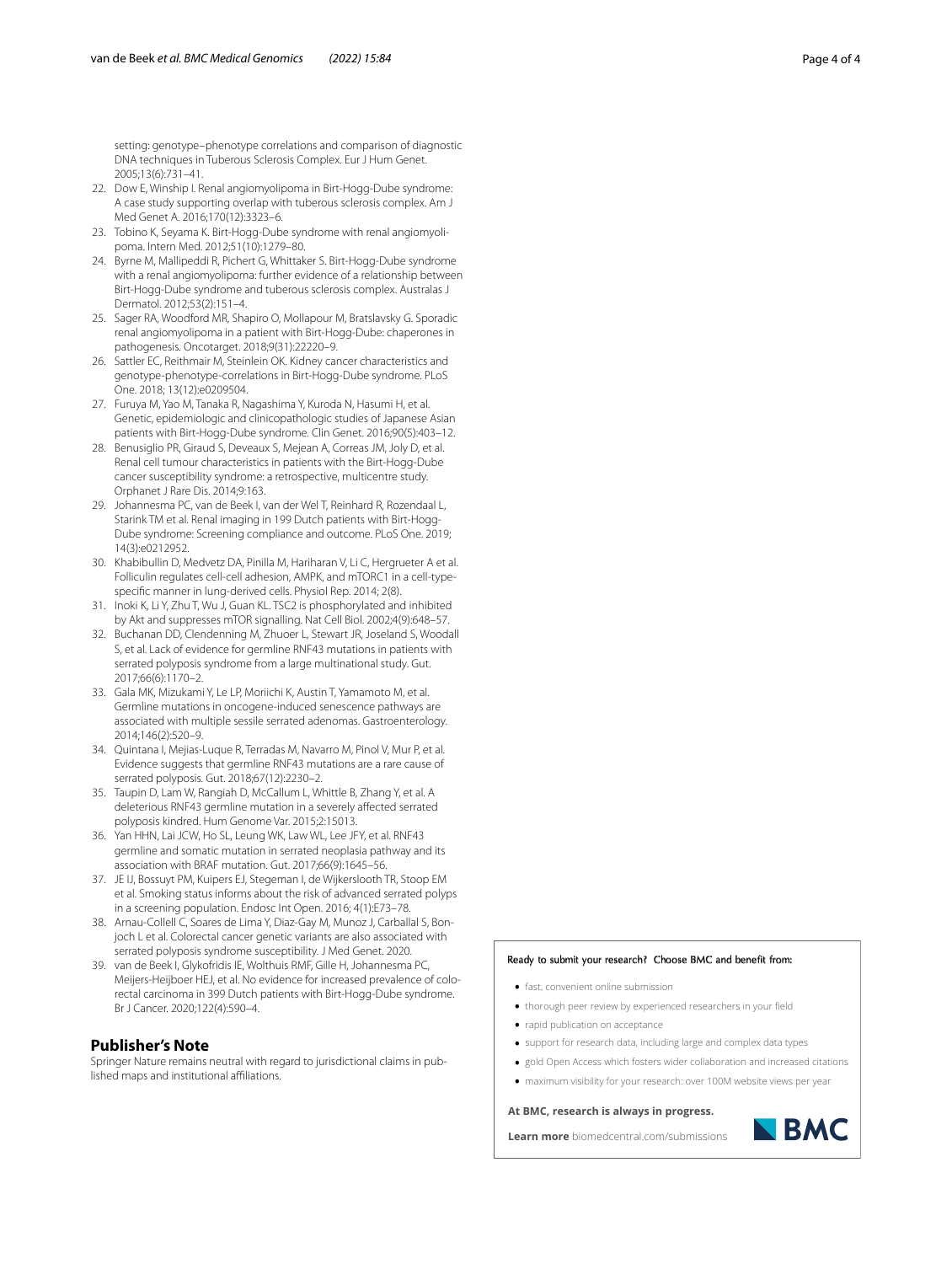setting: genotype–phenotype correlations and comparison of diagnostic DNA techniques in Tuberous Sclerosis Complex. Eur J Hum Genet. 2005;13(6):731–41.

22. Dow E, Winship I. Renal angiomyolipoma in Birt-Hogg-Dube syndrome: A case study supporting overlap with tuberous sclerosis complex. Am J Med Genet A. 2016;170(12):3323–6.
23. Tobino K, Seyama K. Birt-Hogg-Dube syndrome with renal angiomyolipoma. Intern Med. 2012;51(10):1279–80.
24. Byrne M, Mallipeddi R, Pichert G, Whittaker S. Birt-Hogg-Dube syndrome with a renal angiomyolipoma: further evidence of a relationship between Birt-Hogg-Dube syndrome and tuberous sclerosis complex. Australas J Dermatol. 2012;53(2):151–4.
25. Sager RA, Woodford MR, Shapiro O, Mollapour M, Bratslavsky G. Sporadic renal angiomyolipoma in a patient with Birt-Hogg-Dube: chaperones in pathogenesis. Oncotarget. 2018;9(31):22220–9.
26. Sattler EC, Reithmair M, Steinlein OK. Kidney cancer characteristics and genotype-phenotype-correlations in Birt-Hogg-Dube syndrome. PLoS One. 2018; 13(12):e0209504.
27. Furuya M, Yao M, Tanaka R, Nagashima Y, Kuroda N, Hasumi H, et al. Genetic, epidemiologic and clinicopathologic studies of Japanese Asian patients with Birt-Hogg-Dube syndrome. Clin Genet. 2016;90(5):403–12.
28. Benusiglio PR, Giraud S, Deveaux S, Mejean A, Correas JM, Joly D, et al. Renal cell tumour characteristics in patients with the Birt-Hogg-Dube cancer susceptibility syndrome: a retrospective, multicentre study. Orphanet J Rare Dis. 2014;9:163.
29. Johannesma PC, van de Beek I, van der Wel T, Reinhard R, Rozendaal L, Starink TM et al. Renal imaging in 199 Dutch patients with Birt-Hogg-Dube syndrome: Screening compliance and outcome. PLoS One. 2019; 14(3):e0212952.
30. Khabibullin D, Medvetz DA, Pinilla M, Hariharan V, Li C, Hergrueter A et al. Folliculin regulates cell-cell adhesion, AMPK, and mTORC1 in a cell-type-specific manner in lung-derived cells. Physiol Rep. 2014; 2(8).
31. Inoki K, Li Y, Zhu T, Wu J, Guan KL. TSC2 is phosphorylated and inhibited by Akt and suppresses mTOR signalling. Nat Cell Biol. 2002;4(9):648–57.
32. Buchanan DD, Clendenning M, Zhuoer L, Stewart JR, Joseland S, Woodall S, et al. Lack of evidence for germline RNF43 mutations in patients with serrated polyposis syndrome from a large multinational study. Gut. 2017;66(6):1170–2.
33. Gala MK, Mizukami Y, Le LP, Moriichi K, Austin T, Yamamoto M, et al. Germline mutations in oncogene-induced senescence pathways are associated with multiple sessile serrated adenomas. Gastroenterology. 2014;146(2):520–9.
34. Quintana I, Mejias-Luque R, Terradas M, Navarro M, Pinol V, Mur P, et al. Evidence suggests that germline RNF43 mutations are a rare cause of serrated polyposis. Gut. 2018;67(12):2230–2.
35. Taupin D, Lam W, Rangiah D, McCallum L, Whittle B, Zhang Y, et al. A deleterious RNF43 germline mutation in a severely affected serrated polyposis kindred. Hum Genome Var. 2015;2:15013.
36. Yan HHN, Lai JCW, Ho SL, Leung WK, Law WL, Lee JFY, et al. RNF43 germline and somatic mutation in serrated neoplasia pathway and its association with BRAF mutation. Gut. 2017;66(9):1645–56.
37. JE IJ, Bossuyt PM, Kuipers EJ, Stegeman I, de Wijkerslooth TR, Stoop EM et al. Smoking status informs about the risk of advanced serrated polyps in a screening population. Endosc Int Open. 2016; 4(1):E73–78.
38. Arnau-Collell C, Soares de Lima Y, Diaz-Gay M, Munoz J, Carballal S, Bonjoch L et al. Colorectal cancer genetic variants are also associated with serrated polyposis syndrome susceptibility. J Med Genet. 2020.
39. van de Beek I, Glykofridis IE, Wolthuis RMF, Gille H, Johannesma PC, Meijers-Heijboer HEJ, et al. No evidence for increased prevalence of colorectal carcinoma in 399 Dutch patients with Birt-Hogg-Dube syndrome. Br J Cancer. 2020;122(4):590–4.

## Publisher's Note

Springer Nature remains neutral with regard to jurisdictional claims in published maps and institutional affiliations.

Ready to submit your research? Choose BMC and benefit from:

- fast, convenient online submission
- thorough peer review by experienced researchers in your field
- rapid publication on acceptance
- support for research data, including large and complex data types
- gold Open Access which fosters wider collaboration and increased citations
- maximum visibility for your research: over 100M website views per year

**At BMC, research is always in progress.**

**Learn more** biomedcentral.com/submissions

BMC